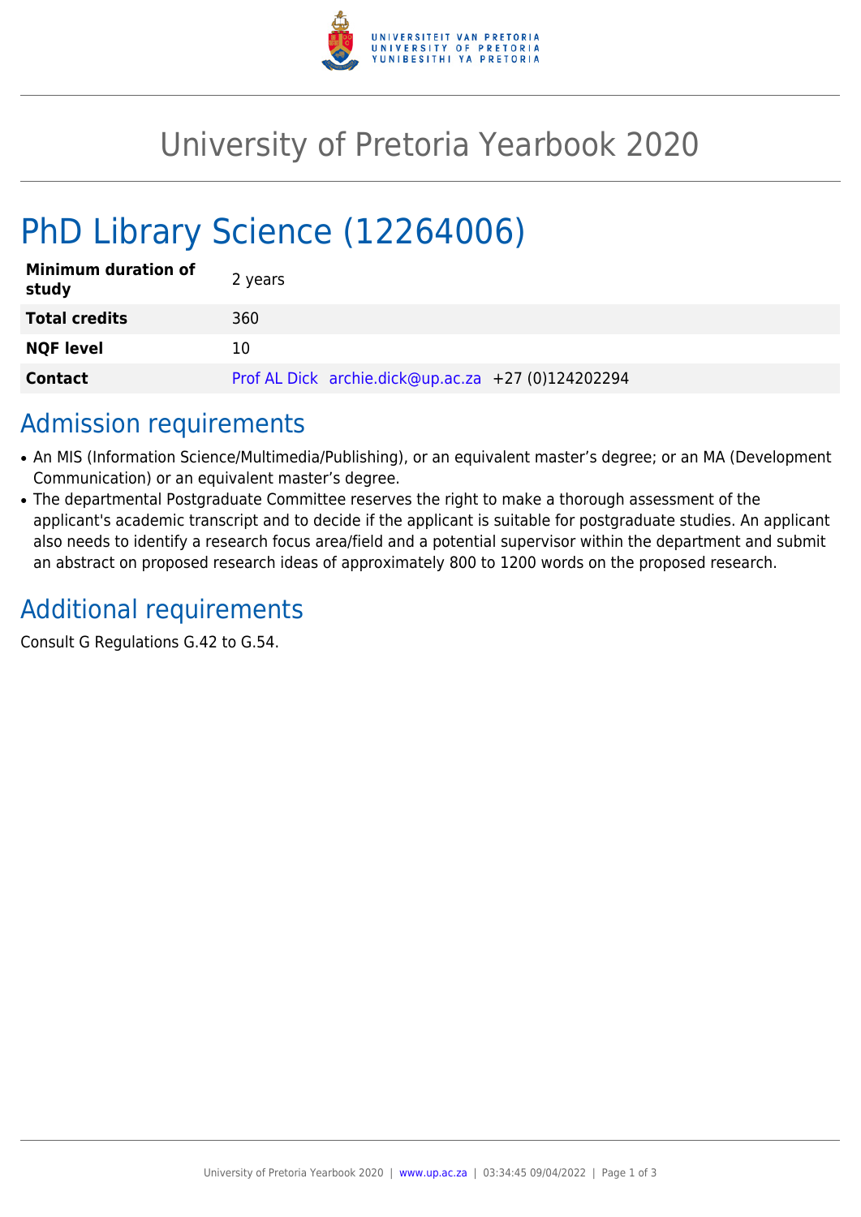# University of Pretoria Yearbook 2020

# PhD Library Science (12264006)

| | |
|---|---|
| **Minimum duration of study** | 2 years |
| **Total credits** | 360 |
| **NQF level** | 10 |
| **Contact** | Prof AL Dick archie.dick@up.ac.za +27 (0)124202294 |

## Admission requirements

- An MIS (Information Science/Multimedia/Publishing), or an equivalent master's degree; or an MA (Development Communication) or an equivalent master's degree.
- The departmental Postgraduate Committee reserves the right to make a thorough assessment of the applicant's academic transcript and to decide if the applicant is suitable for postgraduate studies. An applicant also needs to identify a research focus area/field and a potential supervisor within the department and submit an abstract on proposed research ideas of approximately 800 to 1200 words on the proposed research.

## Additional requirements

Consult G Regulations G.42 to G.54.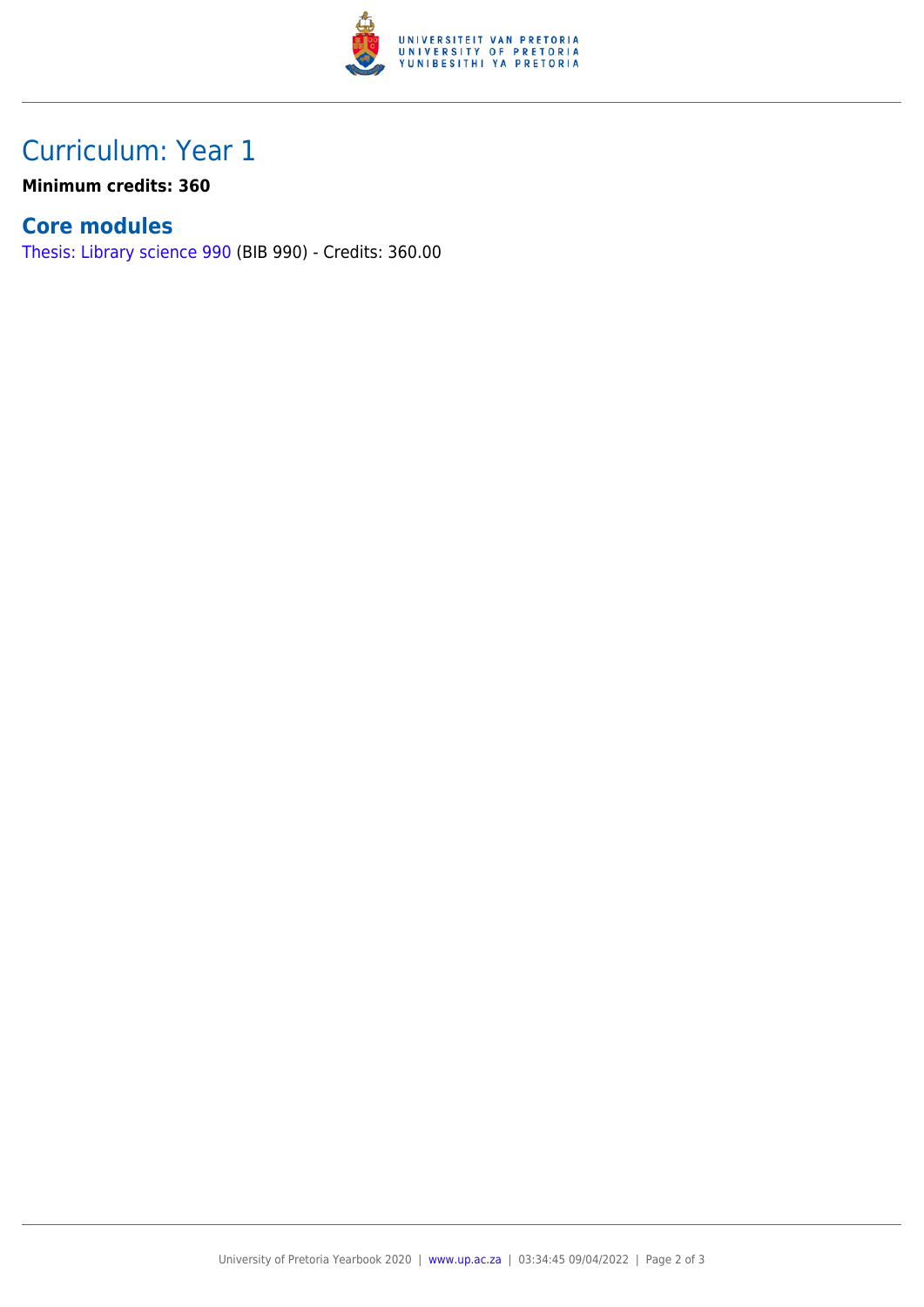## Curriculum: Year 1

**Minimum credits: 360**

### Core modules

Thesis: Library science 990 (BIB 990) - Credits: 360.00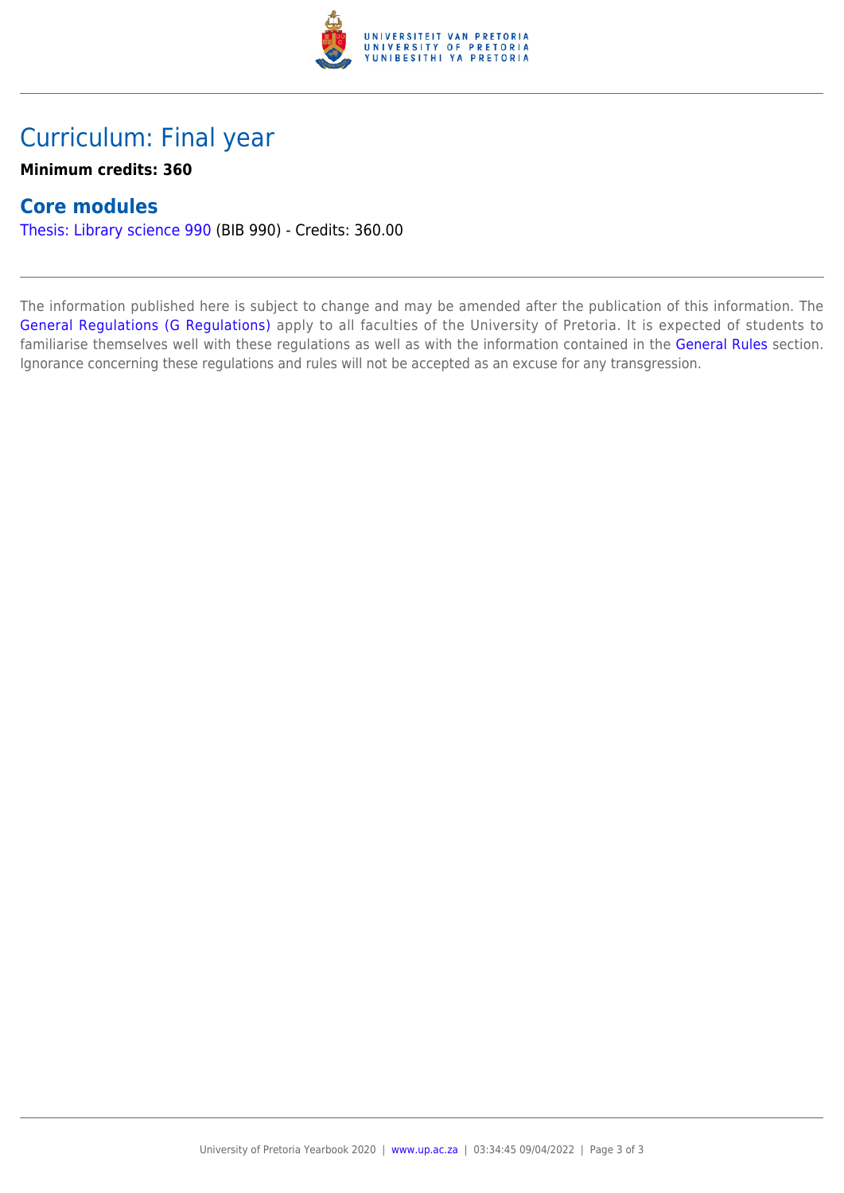## Curriculum: Final year

**Minimum credits: 360**

### Core modules

Thesis: Library science 990 (BIB 990) - Credits: 360.00

The information published here is subject to change and may be amended after the publication of this information. The General Regulations (G Regulations) apply to all faculties of the University of Pretoria. It is expected of students to familiarise themselves well with these regulations as well as with the information contained in the General Rules section. Ignorance concerning these regulations and rules will not be accepted as an excuse for any transgression.